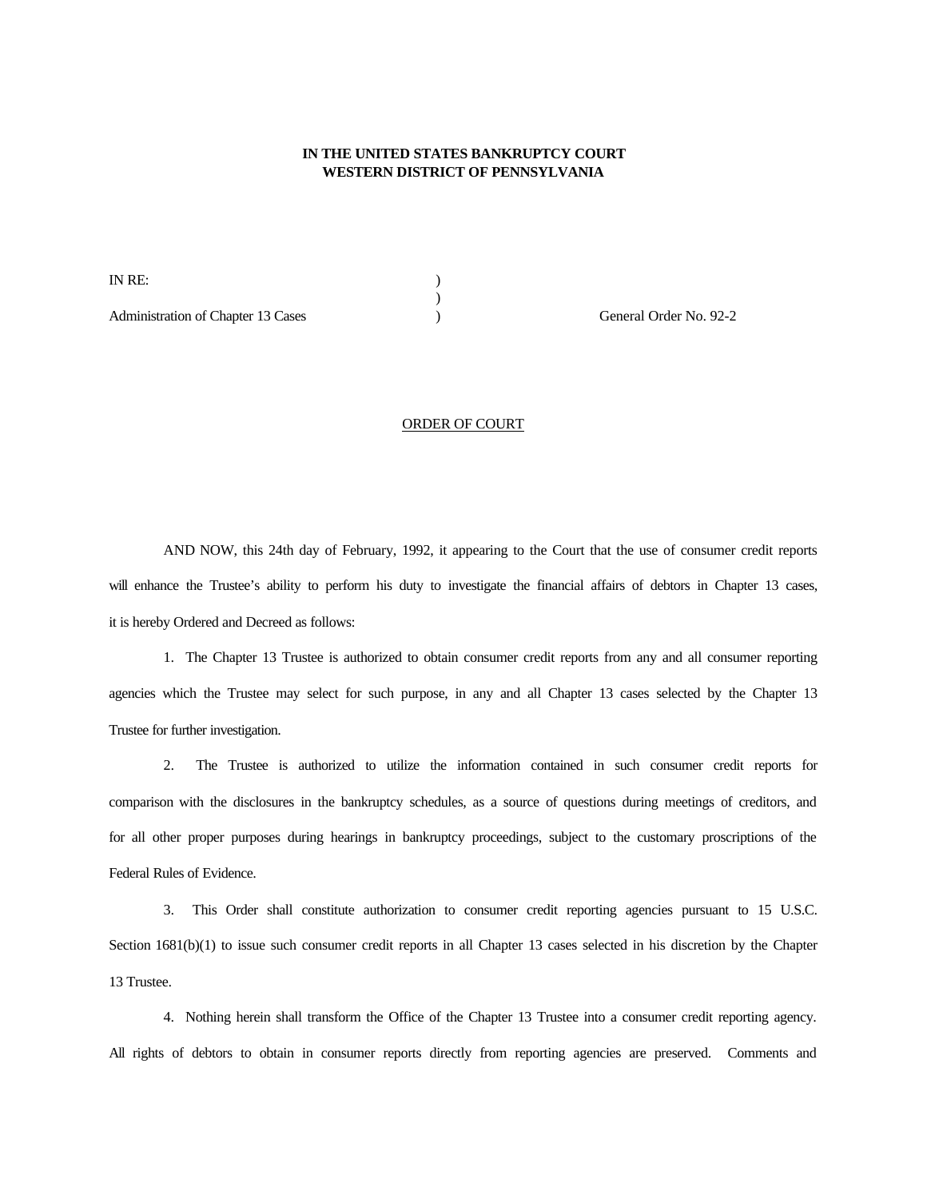**IN THE UNITED STATES BANKRUPTCY COURT**
**WESTERN DISTRICT OF PENNSYLVANIA**

| | | |
|---|---|---|
| IN RE: | ) | |
| | ) | |
| Administration of Chapter 13 Cases | ) | General Order No. 92-2 |

ORDER OF COURT

AND NOW, this 24th day of February, 1992, it appearing to the Court that the use of consumer credit reports will enhance the Trustee's ability to perform his duty to investigate the financial affairs of debtors in Chapter 13 cases, it is hereby Ordered and Decreed as follows:

1. The Chapter 13 Trustee is authorized to obtain consumer credit reports from any and all consumer reporting agencies which the Trustee may select for such purpose, in any and all Chapter 13 cases selected by the Chapter 13 Trustee for further investigation.

2. The Trustee is authorized to utilize the information contained in such consumer credit reports for comparison with the disclosures in the bankruptcy schedules, as a source of questions during meetings of creditors, and for all other proper purposes during hearings in bankruptcy proceedings, subject to the customary proscriptions of the Federal Rules of Evidence.

3. This Order shall constitute authorization to consumer credit reporting agencies pursuant to 15 U.S.C. Section 1681(b)(1) to issue such consumer credit reports in all Chapter 13 cases selected in his discretion by the Chapter 13 Trustee.

4. Nothing herein shall transform the Office of the Chapter 13 Trustee into a consumer credit reporting agency. All rights of debtors to obtain in consumer reports directly from reporting agencies are preserved. Comments and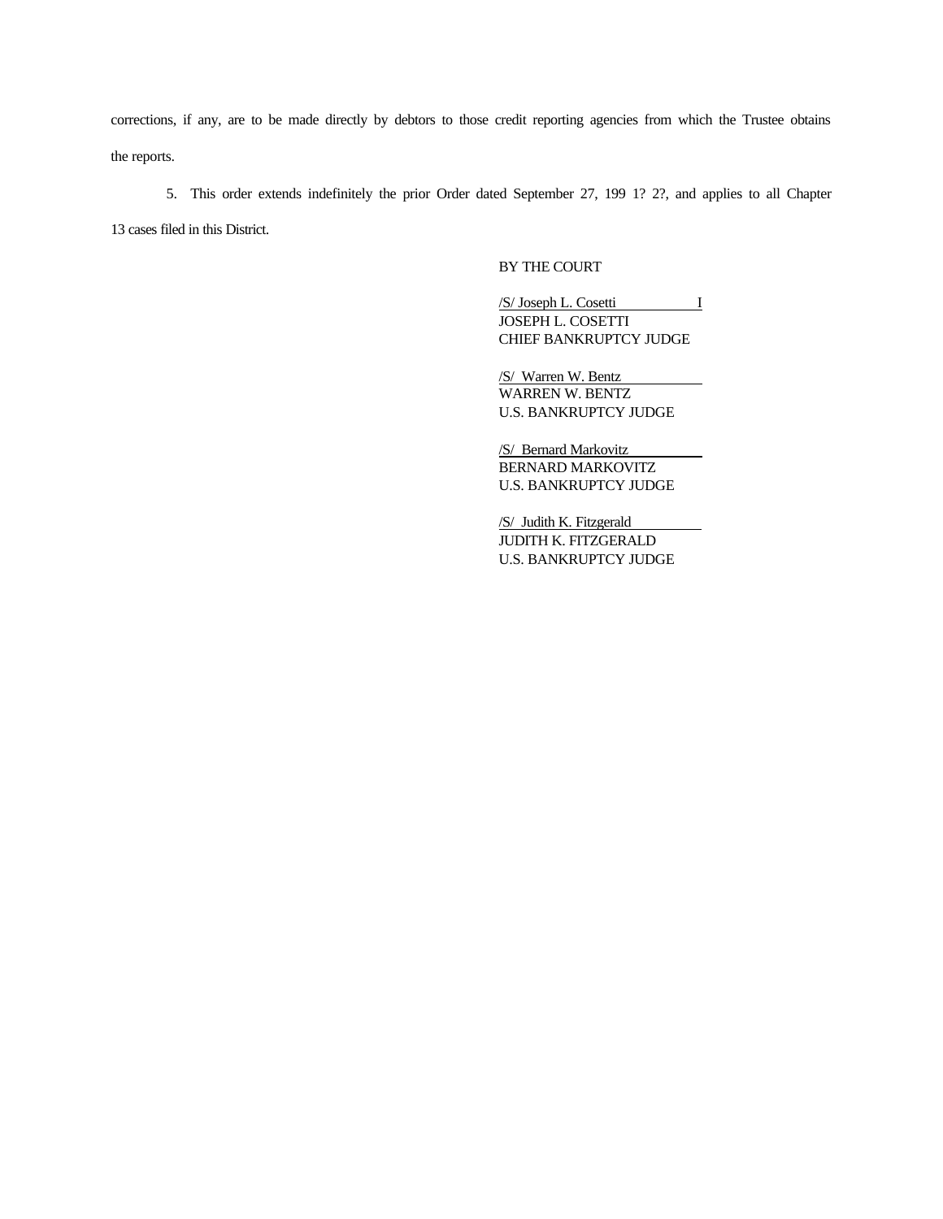corrections, if any, are to be made directly by debtors to those credit reporting agencies from which the Trustee obtains the reports.

5. This order extends indefinitely the prior Order dated September 27, 199 1? 2?, and applies to all Chapter 13 cases filed in this District.

BY THE COURT

/S/ Joseph L. Cosetti I  
JOSEPH L. COSETTI  
CHIEF BANKRUPTCY JUDGE

/S/ Warren W. Bentz  
WARREN W. BENTZ  
U.S. BANKRUPTCY JUDGE

/S/ Bernard Markovitz  
BERNARD MARKOVITZ  
U.S. BANKRUPTCY JUDGE

/S/ Judith K. Fitzgerald  
JUDITH K. FITZGERALD  
U.S. BANKRUPTCY JUDGE